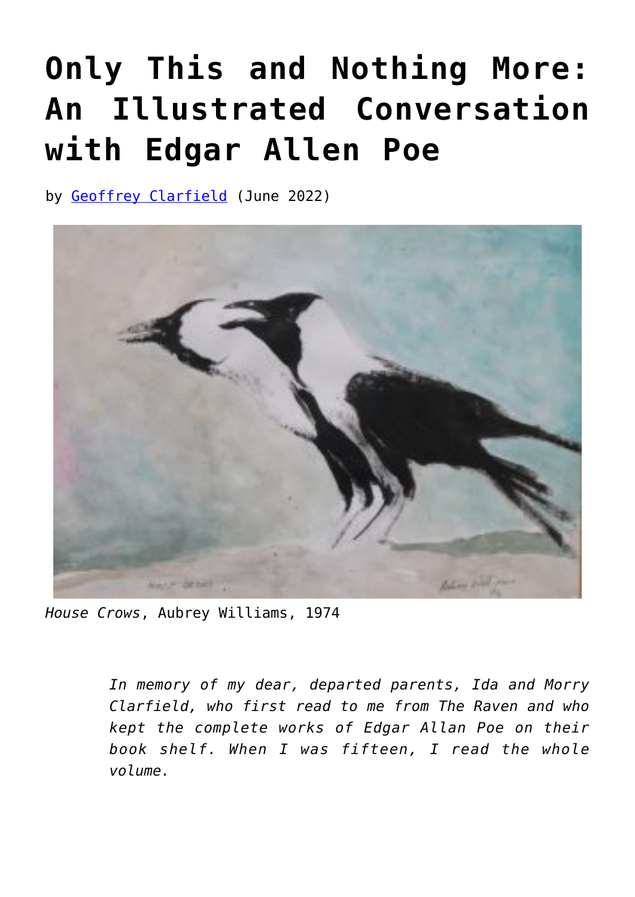# Only This and Nothing More: An Illustrated Conversation with Edgar Allen Poe

by [Geoffrey Clarfield](Geoffrey Clarfield) (June 2022)

*House Crows*, Aubrey Williams, 1974

> *In memory of my dear, departed parents, Ida and Morry Clarfield, who first read to me from The Raven and who kept the complete works of Edgar Allan Poe on their book shelf. When I was fifteen, I read the whole volume.*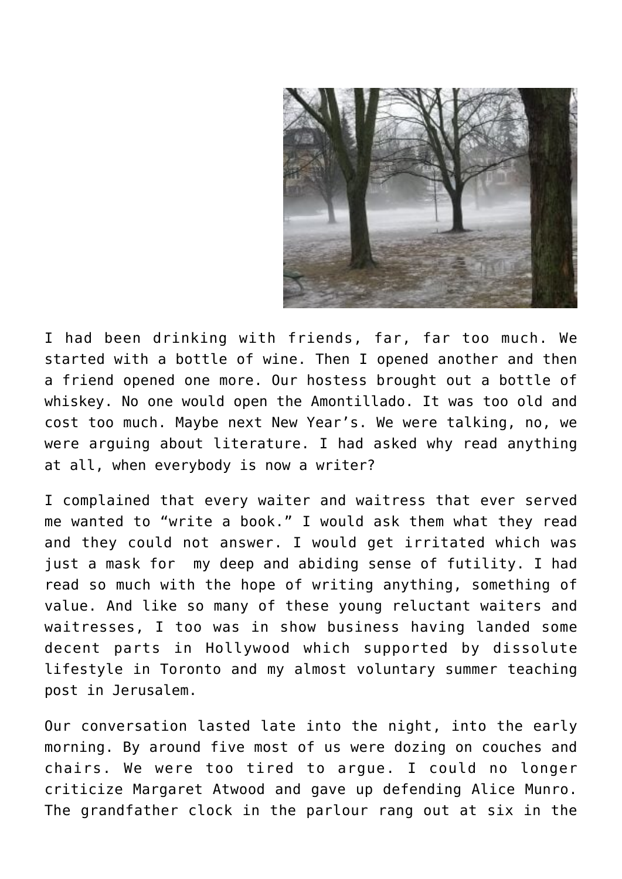I had been drinking with friends, far, far too much. We started with a bottle of wine. Then I opened another and then a friend opened one more. Our hostess brought out a bottle of whiskey. No one would open the Amontillado. It was too old and cost too much. Maybe next New Year's. We were talking, no, we were arguing about literature. I had asked why read anything at all, when everybody is now a writer?

I complained that every waiter and waitress that ever served me wanted to "write a book." I would ask them what they read and they could not answer. I would get irritated which was just a mask for my deep and abiding sense of futility. I had read so much with the hope of writing anything, something of value. And like so many of these young reluctant waiters and waitresses, I too was in show business having landed some decent parts in Hollywood which supported by dissolute lifestyle in Toronto and my almost voluntary summer teaching post in Jerusalem.

Our conversation lasted late into the night, into the early morning. By around five most of us were dozing on couches and chairs. We were too tired to argue. I could no longer criticize Margaret Atwood and gave up defending Alice Munro. The grandfather clock in the parlour rang out at six in the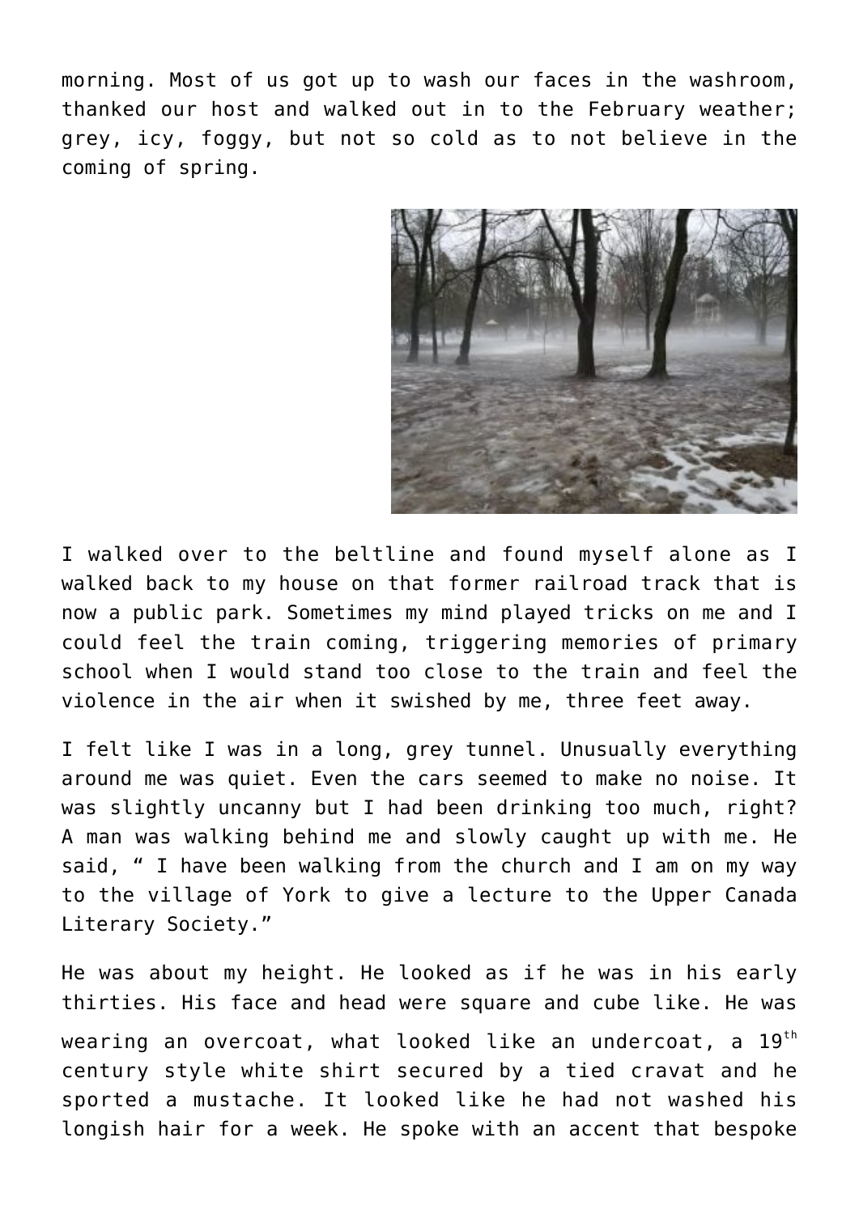morning. Most of us got up to wash our faces in the washroom, thanked our host and walked out in to the February weather; grey, icy, foggy, but not so cold as to not believe in the coming of spring.

I walked over to the beltline and found myself alone as I walked back to my house on that former railroad track that is now a public park. Sometimes my mind played tricks on me and I could feel the train coming, triggering memories of primary school when I would stand too close to the train and feel the violence in the air when it swished by me, three feet away.

I felt like I was in a long, grey tunnel. Unusually everything around me was quiet. Even the cars seemed to make no noise. It was slightly uncanny but I had been drinking too much, right? A man was walking behind me and slowly caught up with me. He said, " I have been walking from the church and I am on my way to the village of York to give a lecture to the Upper Canada Literary Society."

He was about my height. He looked as if he was in his early thirties. His face and head were square and cube like. He was wearing an overcoat, what looked like an undercoat, a 19th century style white shirt secured by a tied cravat and he sported a mustache. It looked like he had not washed his longish hair for a week. He spoke with an accent that bespoke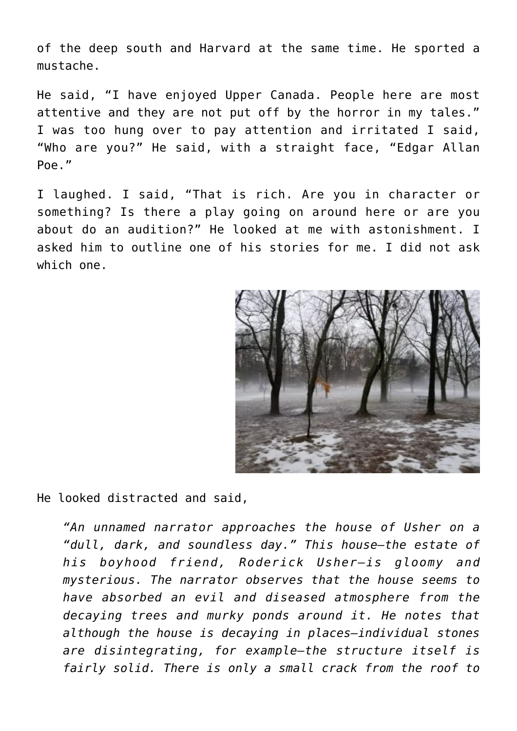of the deep south and Harvard at the same time. He sported a mustache.

He said, “I have enjoyed Upper Canada. People here are most attentive and they are not put off by the horror in my tales.” I was too hung over to pay attention and irritated I said, “Who are you?” He said, with a straight face, “Edgar Allan Poe.”

I laughed. I said, “That is rich. Are you in character or something? Is there a play going on around here or are you about do an audition?” He looked at me with astonishment. I asked him to outline one of his stories for me. I did not ask which one.

He looked distracted and said,

> *“An unnamed narrator approaches the house of Usher on a “dull, dark, and soundless day.” This house—the estate of his boyhood friend, Roderick Usher—is gloomy and mysterious. The narrator observes that the house seems to have absorbed an evil and diseased atmosphere from the decaying trees and murky ponds around it. He notes that although the house is decaying in places—individual stones are disintegrating, for example—the structure itself is fairly solid. There is only a small crack from the roof to*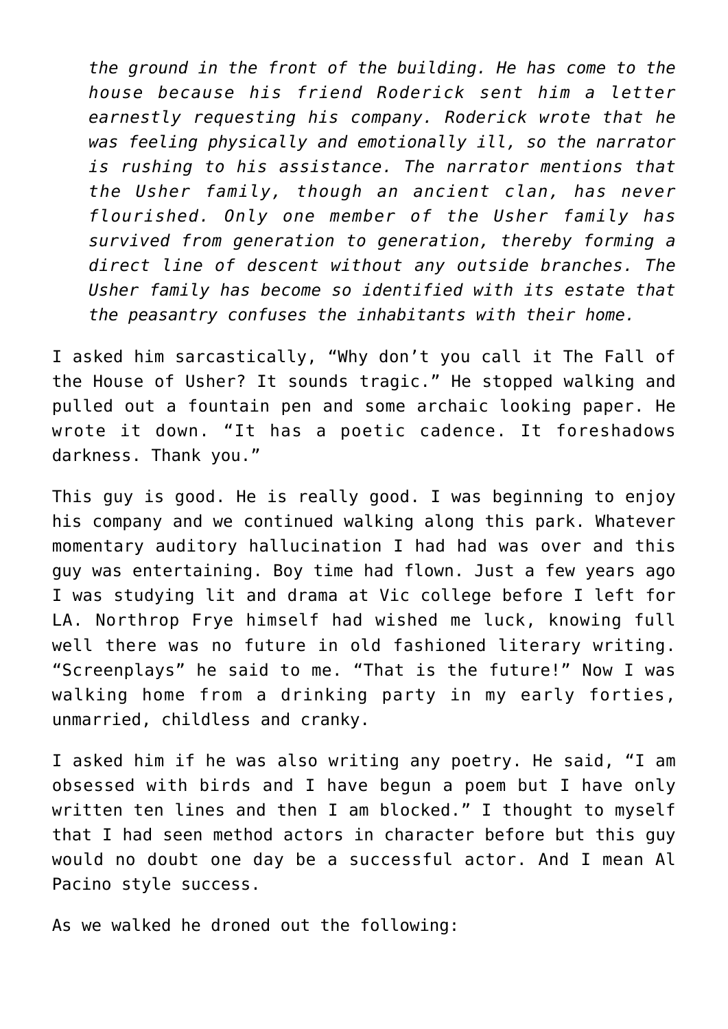*the ground in the front of the building. He has come to the house because his friend Roderick sent him a letter earnestly requesting his company. Roderick wrote that he was feeling physically and emotionally ill, so the narrator is rushing to his assistance. The narrator mentions that the Usher family, though an ancient clan, has never flourished. Only one member of the Usher family has survived from generation to generation, thereby forming a direct line of descent without any outside branches. The Usher family has become so identified with its estate that the peasantry confuses the inhabitants with their home.*

I asked him sarcastically, "Why don't you call it The Fall of the House of Usher? It sounds tragic." He stopped walking and pulled out a fountain pen and some archaic looking paper. He wrote it down. "It has a poetic cadence. It foreshadows darkness. Thank you."

This guy is good. He is really good. I was beginning to enjoy his company and we continued walking along this park. Whatever momentary auditory hallucination I had had was over and this guy was entertaining. Boy time had flown. Just a few years ago I was studying lit and drama at Vic college before I left for LA. Northrop Frye himself had wished me luck, knowing full well there was no future in old fashioned literary writing. "Screenplays" he said to me. "That is the future!" Now I was walking home from a drinking party in my early forties, unmarried, childless and cranky.

I asked him if he was also writing any poetry. He said, "I am obsessed with birds and I have begun a poem but I have only written ten lines and then I am blocked." I thought to myself that I had seen method actors in character before but this guy would no doubt one day be a successful actor. And I mean Al Pacino style success.

As we walked he droned out the following: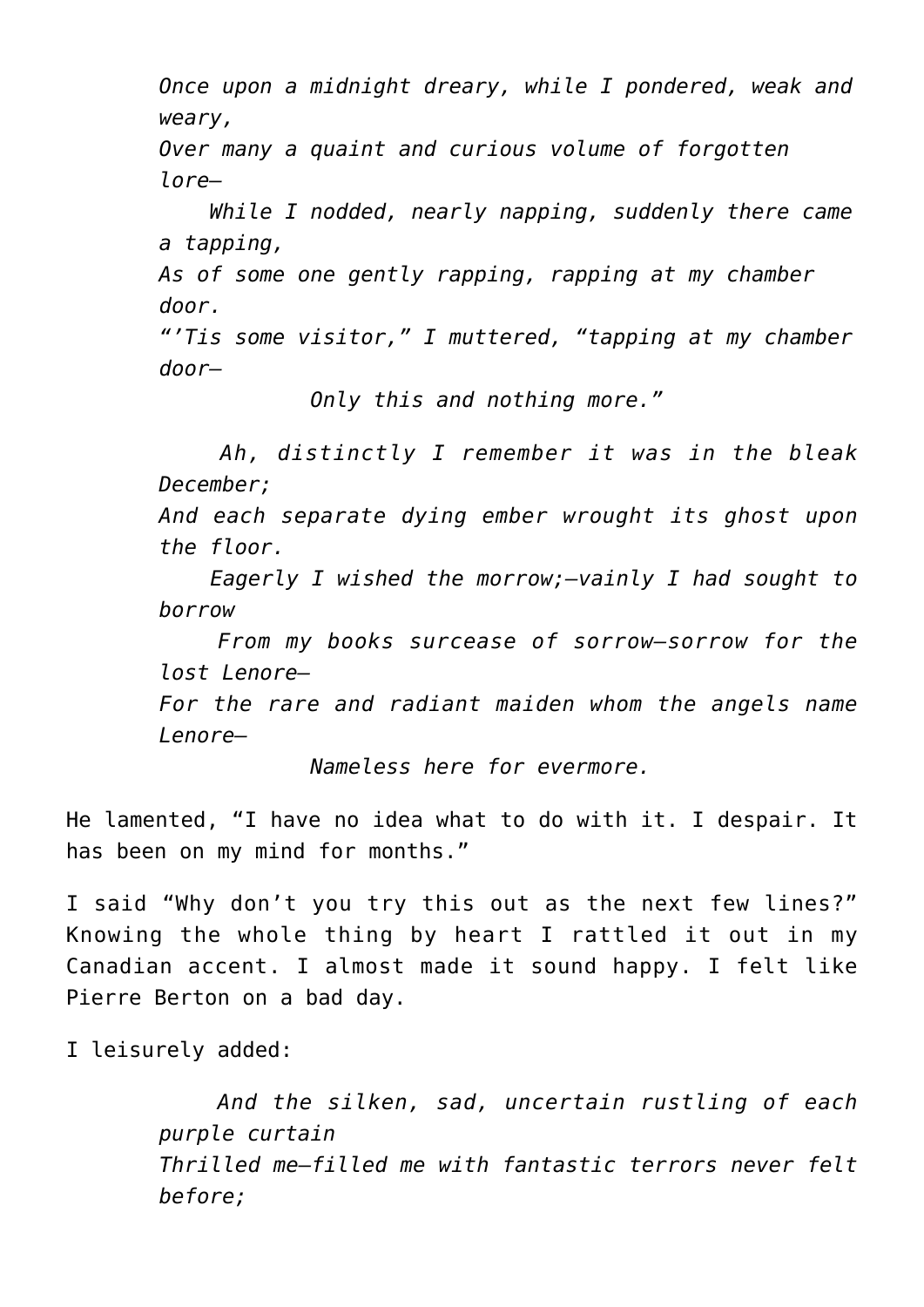*Once upon a midnight dreary, while I pondered, weak and weary,*
*Over many a quaint and curious volume of forgotten lore—*
*While I nodded, nearly napping, suddenly there came a tapping,*
*As of some one gently rapping, rapping at my chamber door.*
*"'Tis some visitor," I muttered, "tapping at my chamber door—*
*Only this and nothing more."*

*Ah, distinctly I remember it was in the bleak December;*
*And each separate dying ember wrought its ghost upon the floor.*
*Eagerly I wished the morrow;—vainly I had sought to borrow*
*From my books surcease of sorrow—sorrow for the lost Lenore—*
*For the rare and radiant maiden whom the angels name Lenore—*
*Nameless here for evermore.*

He lamented, "I have no idea what to do with it. I despair. It has been on my mind for months."

I said "Why don't you try this out as the next few lines?" Knowing the whole thing by heart I rattled it out in my Canadian accent. I almost made it sound happy. I felt like Pierre Berton on a bad day.

I leisurely added:

*And the silken, sad, uncertain rustling of each purple curtain*
*Thrilled me—filled me with fantastic terrors never felt before;*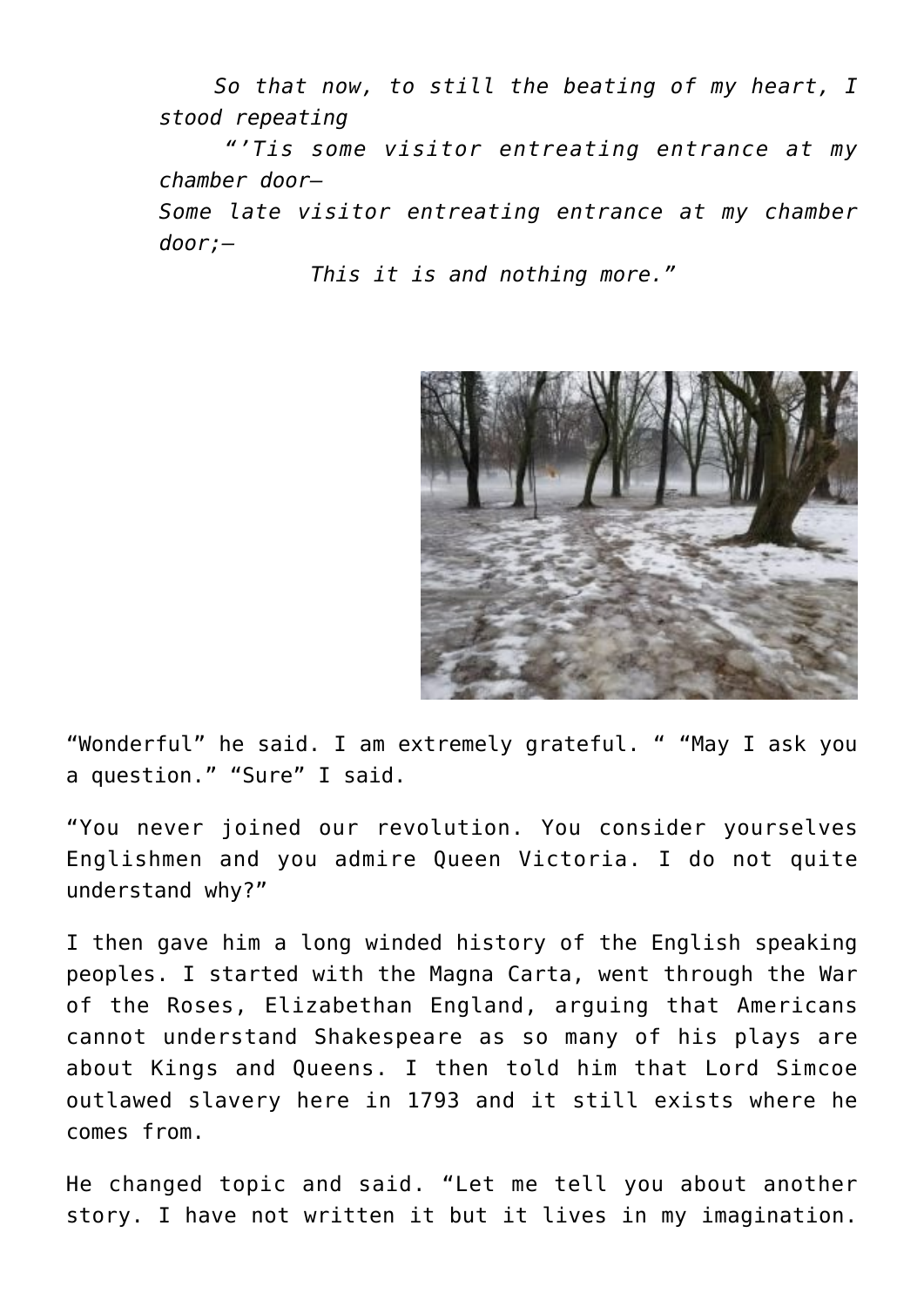*So that now, to still the beating of my heart, I stood repeating*
*"'Tis some visitor entreating entrance at my chamber door—*
*Some late visitor entreating entrance at my chamber door;—*
*This it is and nothing more."*

"Wonderful" he said. I am extremely grateful. " "May I ask you a question." "Sure" I said.

"You never joined our revolution. You consider yourselves Englishmen and you admire Queen Victoria. I do not quite understand why?"

I then gave him a long winded history of the English speaking peoples. I started with the Magna Carta, went through the War of the Roses, Elizabethan England, arguing that Americans cannot understand Shakespeare as so many of his plays are about Kings and Queens. I then told him that Lord Simcoe outlawed slavery here in 1793 and it still exists where he comes from.

He changed topic and said. "Let me tell you about another story. I have not written it but it lives in my imagination.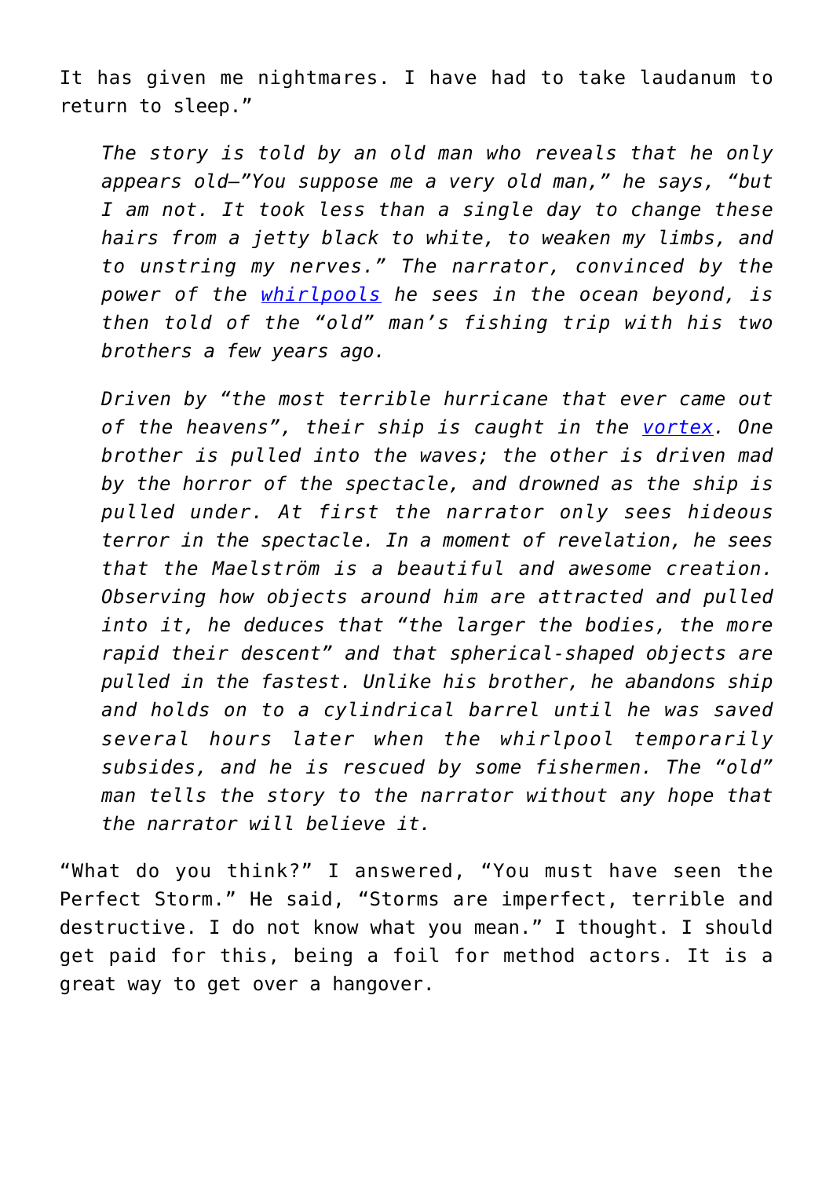It has given me nightmares. I have had to take laudanum to return to sleep."

> *The story is told by an old man who reveals that he only appears old–"You suppose me a very old man," he says, "but I am not. It took less than a single day to change these hairs from a jetty black to white, to weaken my limbs, and to unstring my nerves." The narrator, convinced by the power of the [whirlpools] he sees in the ocean beyond, is then told of the "old" man's fishing trip with his two brothers a few years ago.*
>
> *Driven by "the most terrible hurricane that ever came out of the heavens", their ship is caught in the [vortex]. One brother is pulled into the waves; the other is driven mad by the horror of the spectacle, and drowned as the ship is pulled under. At first the narrator only sees hideous terror in the spectacle. In a moment of revelation, he sees that the Maelström is a beautiful and awesome creation. Observing how objects around him are attracted and pulled into it, he deduces that "the larger the bodies, the more rapid their descent" and that spherical-shaped objects are pulled in the fastest. Unlike his brother, he abandons ship and holds on to a cylindrical barrel until he was saved several hours later when the whirlpool temporarily subsides, and he is rescued by some fishermen. The "old" man tells the story to the narrator without any hope that the narrator will believe it.*

"What do you think?" I answered, "You must have seen the Perfect Storm." He said, "Storms are imperfect, terrible and destructive. I do not know what you mean." I thought. I should get paid for this, being a foil for method actors. It is a great way to get over a hangover.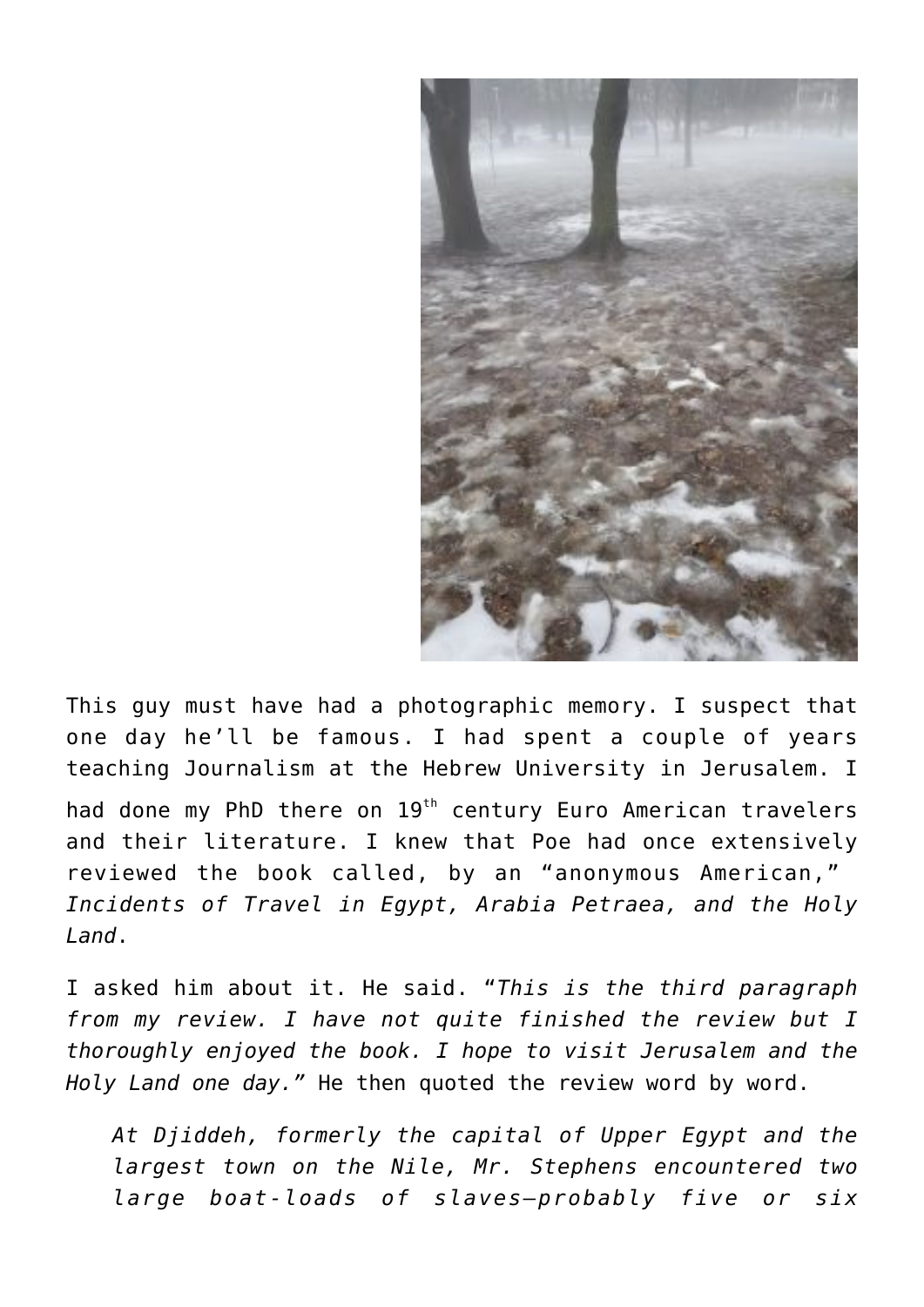This guy must have had a photographic memory. I suspect that one day he'll be famous. I had spent a couple of years teaching Journalism at the Hebrew University in Jerusalem. I had done my PhD there on 19th century Euro American travelers and their literature. I knew that Poe had once extensively reviewed the book called, by an "anonymous American," *Incidents of Travel in Egypt, Arabia Petraea, and the Holy Land*.

I asked him about it. He said. "*This is the third paragraph from my review. I have not quite finished the review but I thoroughly enjoyed the book. I hope to visit Jerusalem and the Holy Land one day.*" He then quoted the review word by word.

> *At Djiddeh, formerly the capital of Upper Egypt and the largest town on the Nile, Mr. Stephens encountered two large boat-loads of slaves—probably five or six*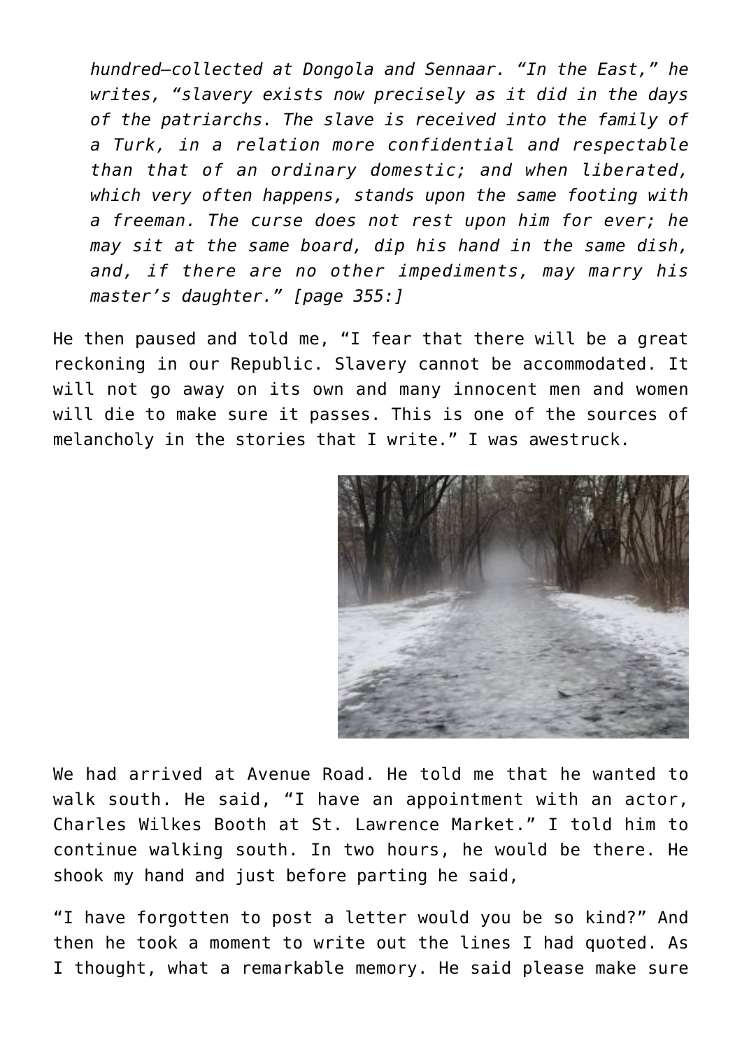> *hundred—collected at Dongola and Sennaar. "In the East," he writes, "slavery exists now precisely as it did in the days of the patriarchs. The slave is received into the family of a Turk, in a relation more confidential and respectable than that of an ordinary domestic; and when liberated, which very often happens, stands upon the same footing with a freeman. The curse does not rest upon him for ever; he may sit at the same board, dip his hand in the same dish, and, if there are no other impediments, may marry his master's daughter." [page 355:]*

He then paused and told me, "I fear that there will be a great reckoning in our Republic. Slavery cannot be accommodated. It will not go away on its own and many innocent men and women will die to make sure it passes. This is one of the sources of melancholy in the stories that I write." I was awestruck.

We had arrived at Avenue Road. He told me that he wanted to walk south. He said, "I have an appointment with an actor, Charles Wilkes Booth at St. Lawrence Market." I told him to continue walking south. In two hours, he would be there. He shook my hand and just before parting he said,

"I have forgotten to post a letter would you be so kind?" And then he took a moment to write out the lines I had quoted. As I thought, what a remarkable memory. He said please make sure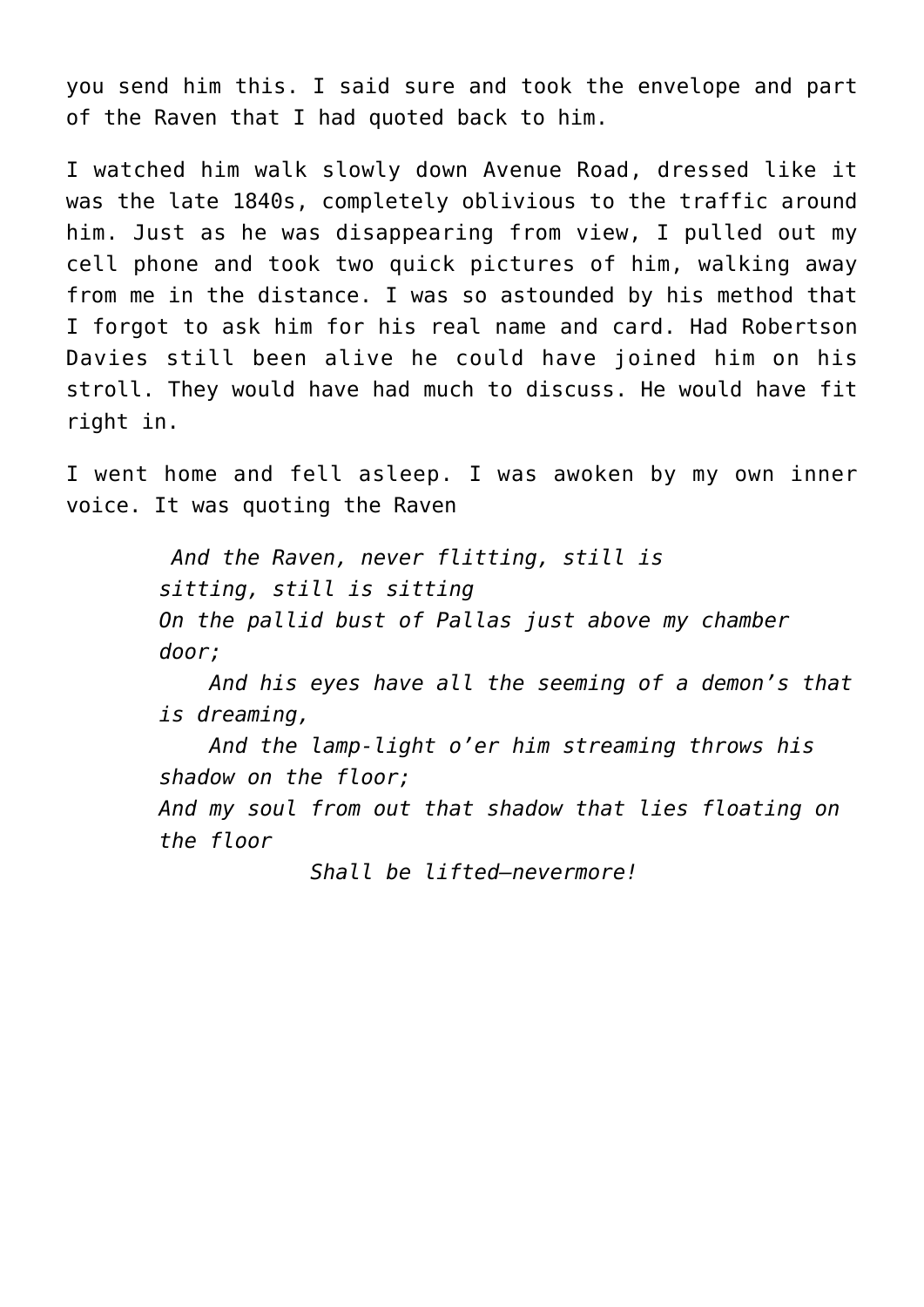you send him this. I said sure and took the envelope and part of the Raven that I had quoted back to him.

I watched him walk slowly down Avenue Road, dressed like it was the late 1840s, completely oblivious to the traffic around him. Just as he was disappearing from view, I pulled out my cell phone and took two quick pictures of him, walking away from me in the distance. I was so astounded by his method that I forgot to ask him for his real name and card. Had Robertson Davies still been alive he could have joined him on his stroll. They would have had much to discuss. He would have fit right in.

I went home and fell asleep. I was awoken by my own inner voice. It was quoting the Raven

> *And the Raven, never flitting, still is sitting, still is sitting*
> *On the pallid bust of Pallas just above my chamber door;*
> *And his eyes have all the seeming of a demon's that is dreaming,*
> *And the lamp-light o'er him streaming throws his shadow on the floor;*
> *And my soul from out that shadow that lies floating on the floor*
> *Shall be lifted—nevermore!*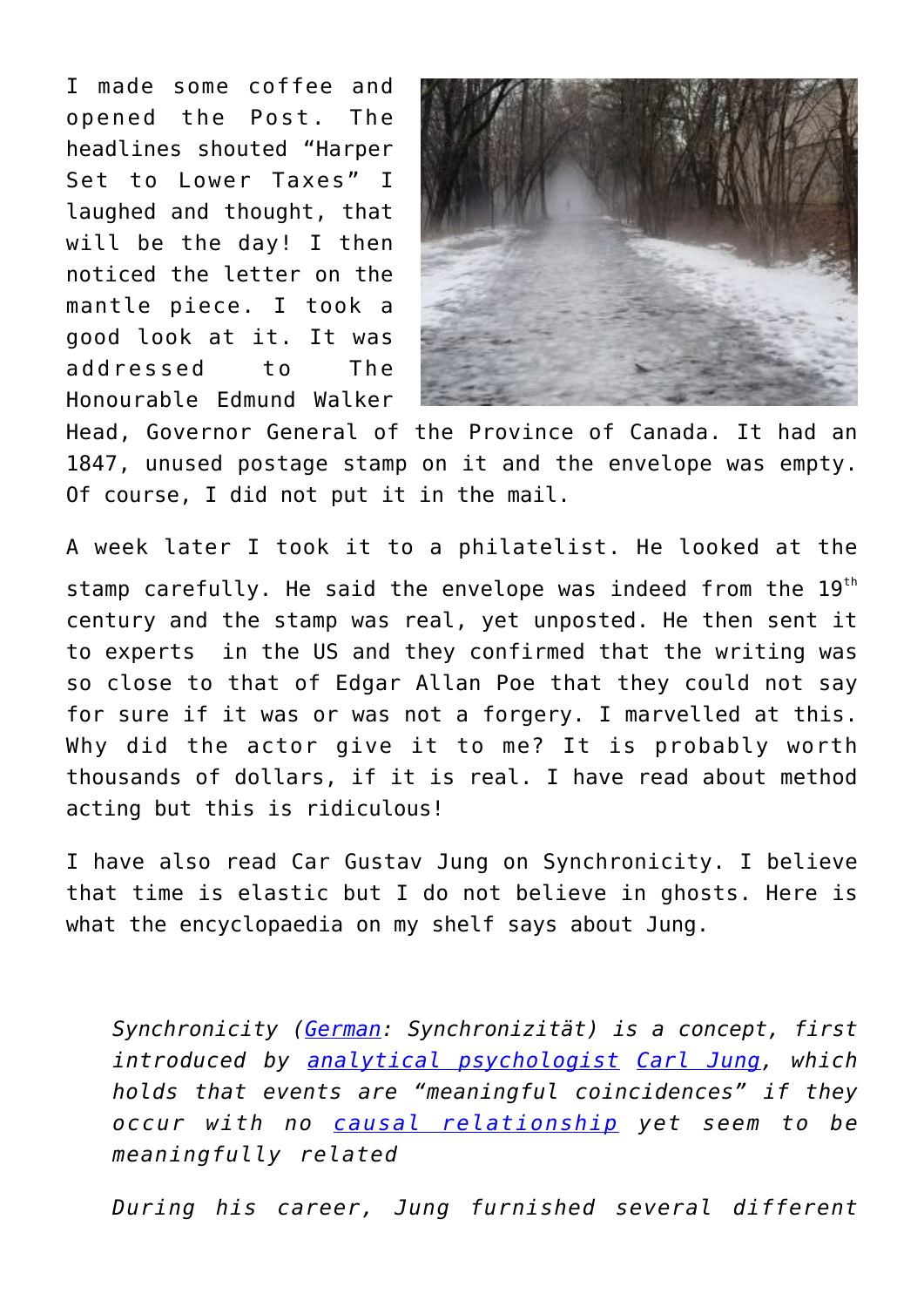I made some coffee and opened the Post. The headlines shouted "Harper Set to Lower Taxes" I laughed and thought, that will be the day! I then noticed the letter on the mantle piece. I took a good look at it. It was addressed to The Honourable Edmund Walker Head, Governor General of the Province of Canada. It had an 1847, unused postage stamp on it and the envelope was empty. Of course, I did not put it in the mail.

A week later I took it to a philatelist. He looked at the stamp carefully. He said the envelope was indeed from the 19th century and the stamp was real, yet unposted. He then sent it to experts in the US and they confirmed that the writing was so close to that of Edgar Allan Poe that they could not say for sure if it was or was not a forgery. I marvelled at this. Why did the actor give it to me? It is probably worth thousands of dollars, if it is real. I have read about method acting but this is ridiculous!

I have also read Car Gustav Jung on Synchronicity. I believe that time is elastic but I do not believe in ghosts. Here is what the encyclopaedia on my shelf says about Jung.

> *Synchronicity (German: Synchronizität) is a concept, first introduced by analytical psychologist Carl Jung, which holds that events are "meaningful coincidences" if they occur with no causal relationship yet seem to be meaningfully related*
>
> *During his career, Jung furnished several different*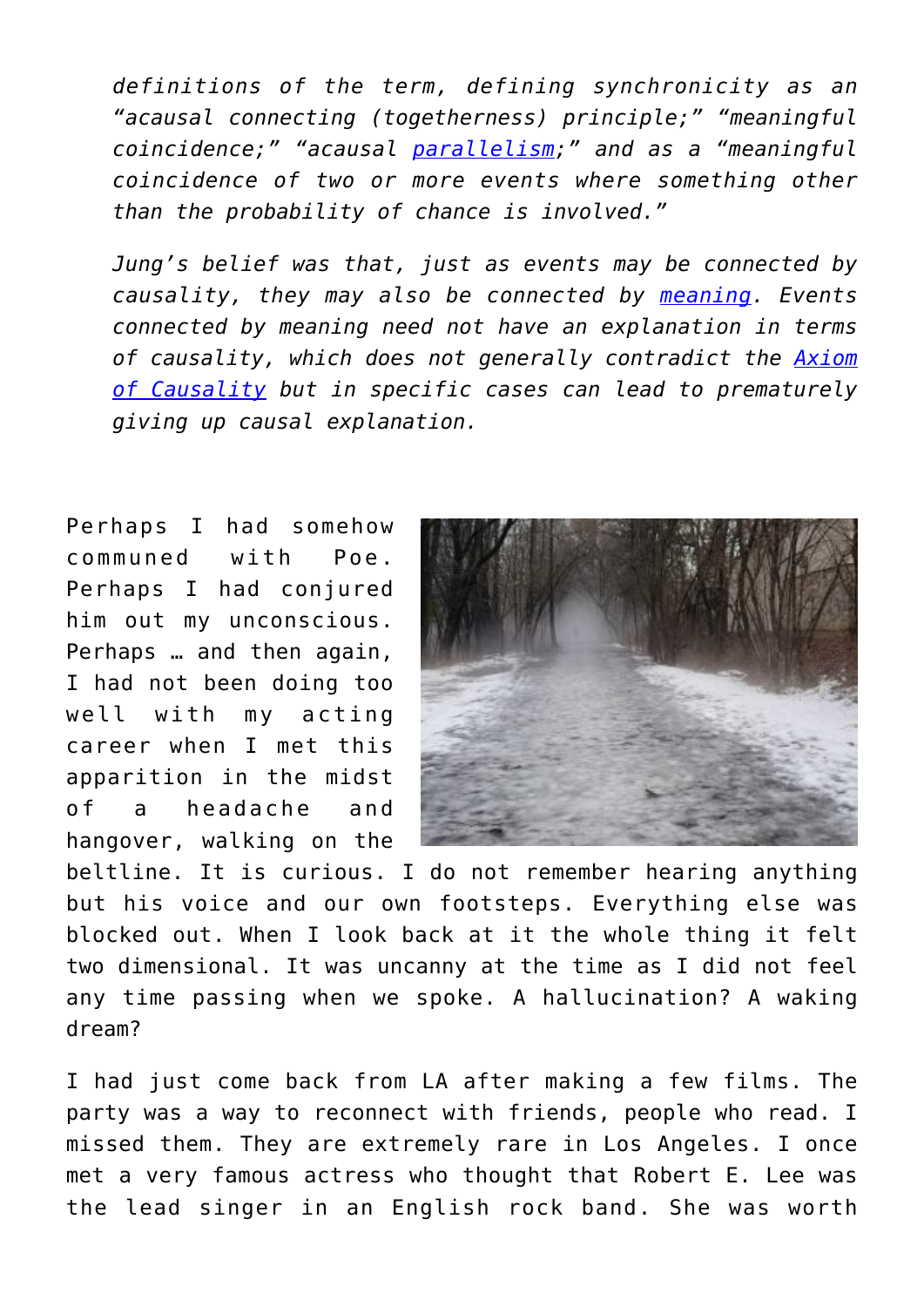*definitions of the term, defining synchronicity as an "acausal connecting (togetherness) principle;" "meaningful coincidence;" "acausal parallelism;" and as a "meaningful coincidence of two or more events where something other than the probability of chance is involved."*

*Jung's belief was that, just as events may be connected by causality, they may also be connected by meaning. Events connected by meaning need not have an explanation in terms of causality, which does not generally contradict the Axiom of Causality but in specific cases can lead to prematurely giving up causal explanation.*

Perhaps I had somehow communed with Poe. Perhaps I had conjured him out my unconscious. Perhaps … and then again, I had not been doing too well with my acting career when I met this apparition in the midst of a headache and hangover, walking on the beltline. It is curious. I do not remember hearing anything but his voice and our own footsteps. Everything else was blocked out. When I look back at it the whole thing it felt two dimensional. It was uncanny at the time as I did not feel any time passing when we spoke. A hallucination? A waking dream?

I had just come back from LA after making a few films. The party was a way to reconnect with friends, people who read. I missed them. They are extremely rare in Los Angeles. I once met a very famous actress who thought that Robert E. Lee was the lead singer in an English rock band. She was worth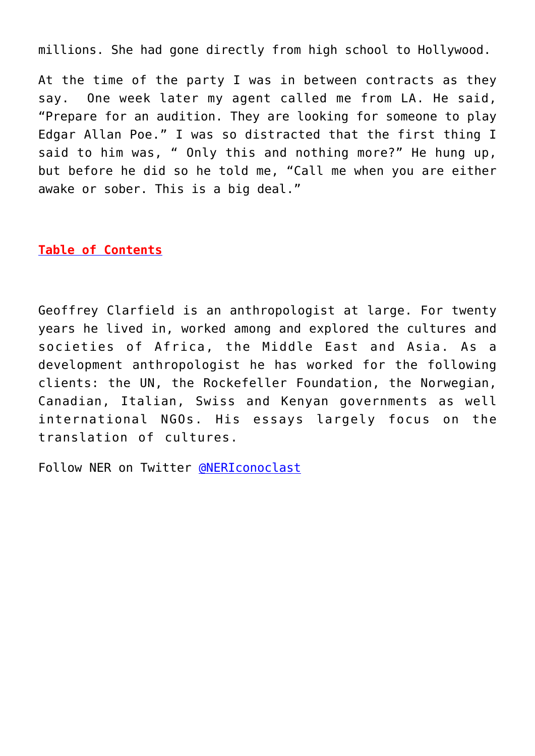millions. She had gone directly from high school to Hollywood.

At the time of the party I was in between contracts as they say.  One week later my agent called me from LA. He said, “Prepare for an audition. They are looking for someone to play Edgar Allan Poe.” I was so distracted that the first thing I said to him was, “ Only this and nothing more?” He hung up, but before he did so he told me, “Call me when you are either awake or sober. This is a big deal.”

**Table of Contents**

Geoffrey Clarfield is an anthropologist at large. For twenty years he lived in, worked among and explored the cultures and societies of Africa, the Middle East and Asia. As a development anthropologist he has worked for the following clients: the UN, the Rockefeller Foundation, the Norwegian, Canadian, Italian, Swiss and Kenyan governments as well international NGOs. His essays largely focus on the translation of cultures.

Follow NER on Twitter @NERIconoclast